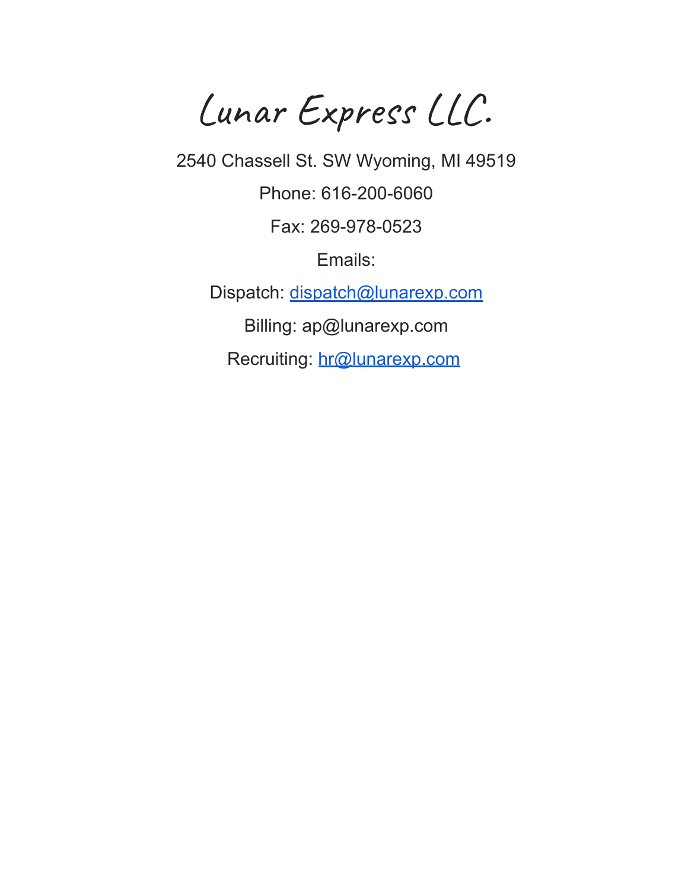# Lunar Express LLC.

2540 Chassell St. SW Wyoming, MI 49519

Phone: 616-200-6060

Fax: 269-978-0523

Emails:

Dispatch: dispatch@lunarexp.com

Billing: ap@lunarexp.com

Recruiting: hr@lunarexp.com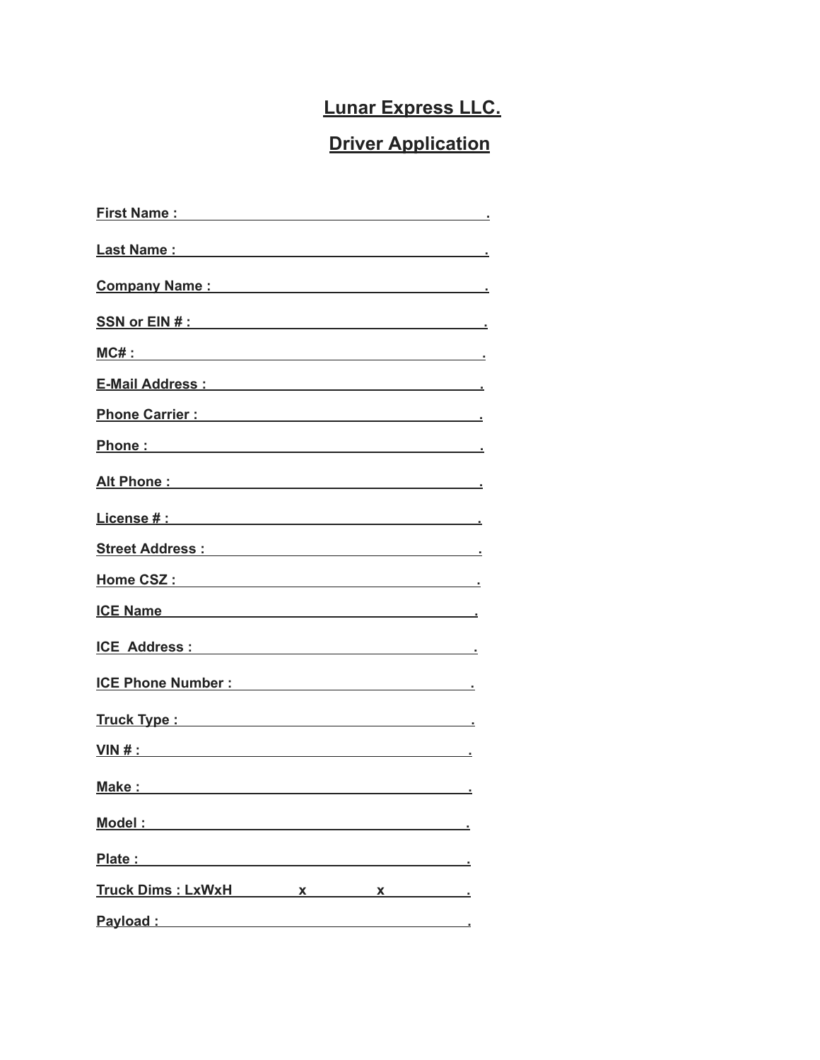# Lunar Express LLC.

## Driver Application

First Name : ______________________________________ .

Last Name : ______________________________________ .

Company Name : ______________________________________ .

SSN or EIN # : ______________________________________ .

MC# : ______________________________________ .

E-Mail Address : ______________________________________ .

Phone Carrier : ______________________________________ .

Phone : ______________________________________ .

Alt Phone : ______________________________________ .

License # : ______________________________________ .

Street Address : ______________________________________ .

Home CSZ : ______________________________________ .

ICE Name ______________________________________ .

ICE Address : ______________________________________ .

ICE Phone Number : ______________________________________ .

Truck Type : ______________________________________ .

VIN # : ______________________________________ .

Make : ______________________________________ .

Model : ______________________________________ .

Plate : ______________________________________ .

Truck Dims : LxWxH __________ x __________ x __________ .

Payload : ______________________________________ .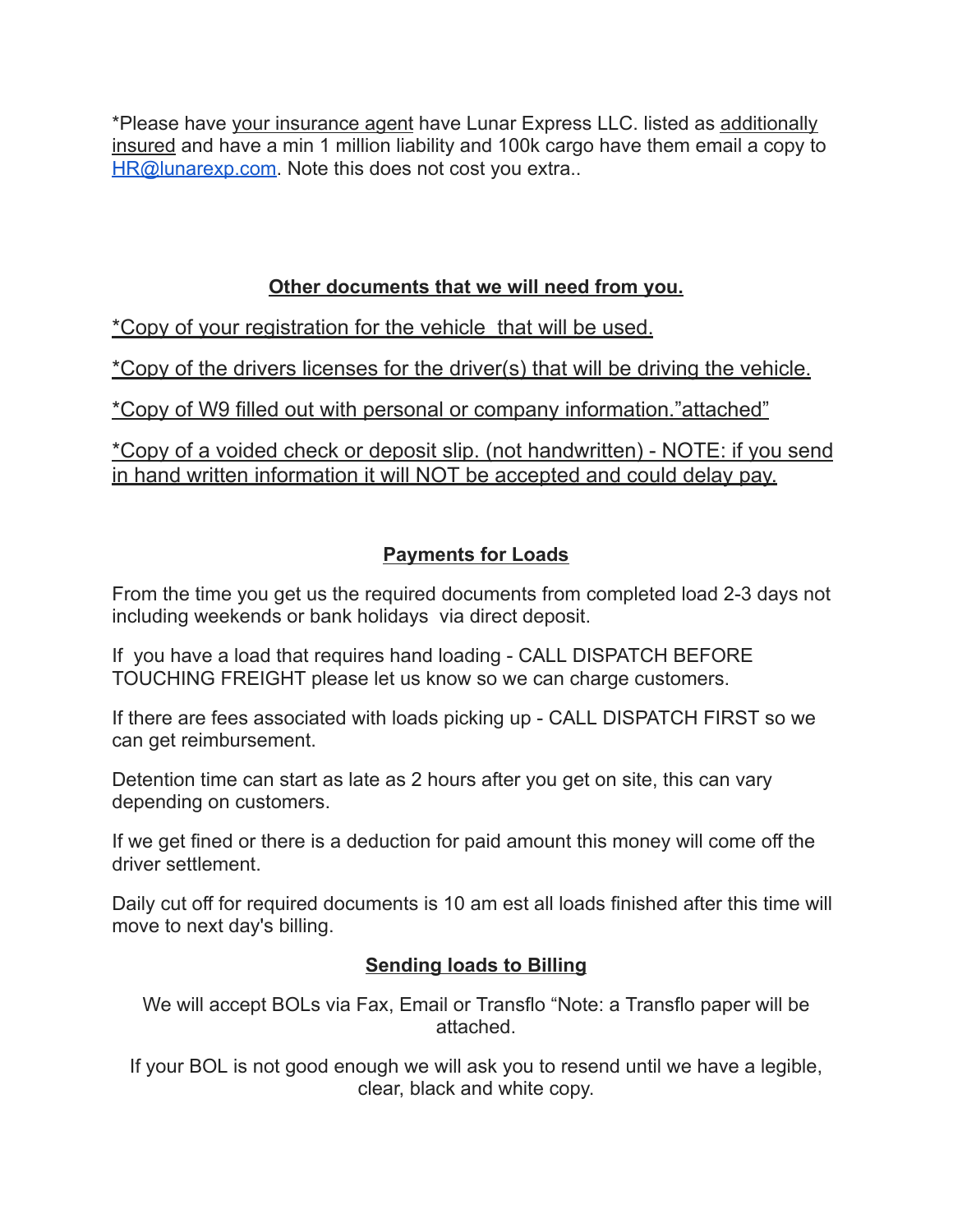*Please have <u>your insurance agent</u> have Lunar Express LLC. listed as <u>additionally insured</u> and have a min 1 million liability and 100k cargo have them email a copy to [HR@lunarexp.com](mailto:HR@lunarexp.com). Note this does not cost you extra..

## <u>**Other documents that we will need from you.**</u>

<u>*Copy of your registration for the vehicle  that will be used.</u>

<u>*Copy of the drivers licenses for the driver(s) that will be driving the vehicle.</u>

<u>*Copy of W9 filled out with personal or company information."attached"</u>

<u>*Copy of a voided check or deposit slip. (not handwritten) - NOTE: if you send in hand written information it will NOT be accepted and could delay pay.</u>

## <u>**Payments for Loads**</u>

From the time you get us the required documents from completed load 2-3 days not including weekends or bank holidays  via direct deposit.

If  you have a load that requires hand loading - CALL DISPATCH BEFORE TOUCHING FREIGHT please let us know so we can charge customers.

If there are fees associated with loads picking up - CALL DISPATCH FIRST so we can get reimbursement.

Detention time can start as late as 2 hours after you get on site, this can vary depending on customers.

If we get fined or there is a deduction for paid amount this money will come off the driver settlement.

Daily cut off for required documents is 10 am est all loads finished after this time will move to next day's billing.

## <u>**Sending loads to Billing**</u>

We will accept BOLs via Fax, Email or Transflo "Note: a Transflo paper will be attached.

If your BOL is not good enough we will ask you to resend until we have a legible, clear, black and white copy.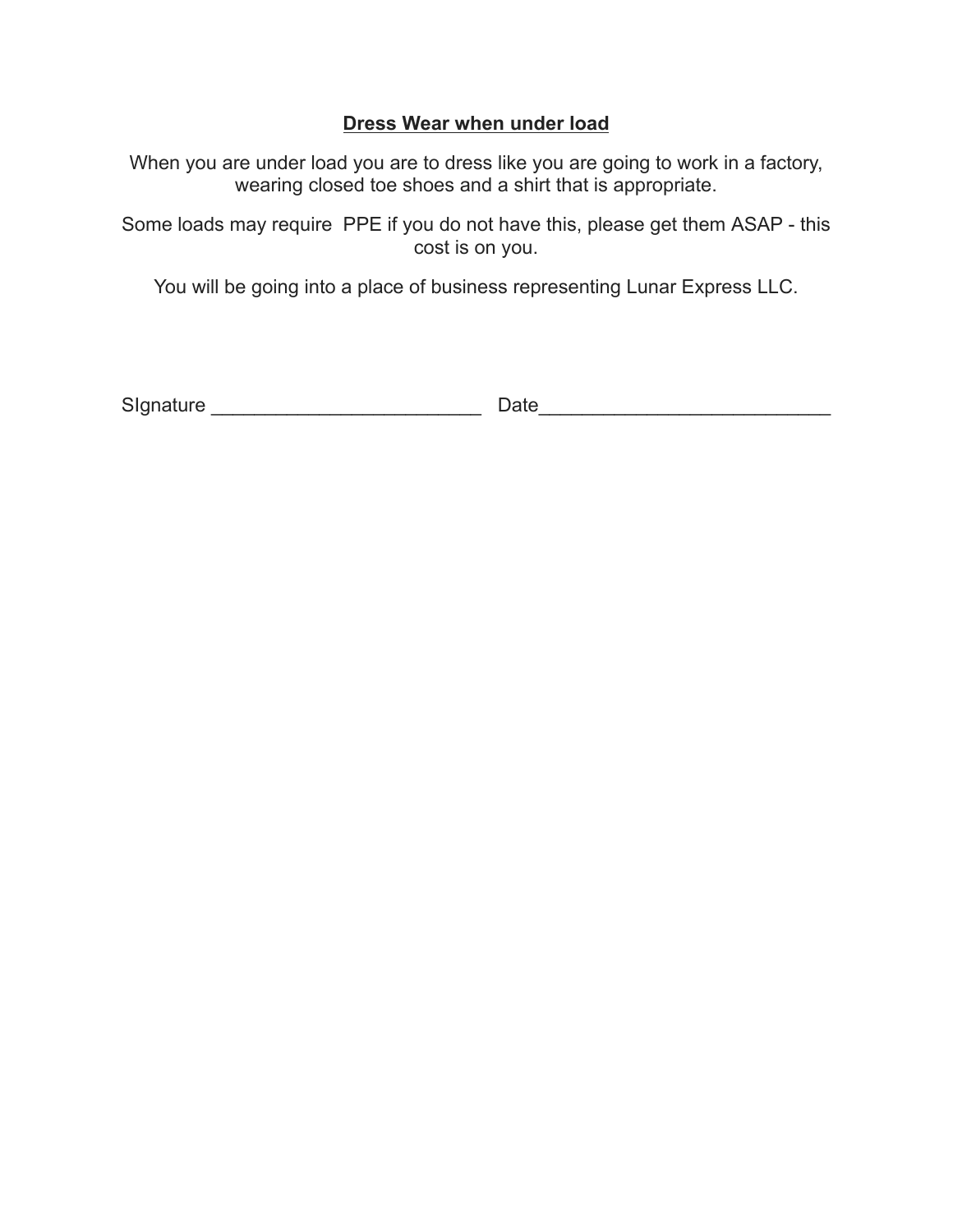## Dress Wear when under load

When you are under load you are to dress like you are going to work in a factory, wearing closed toe shoes and a shirt that is appropriate.

Some loads may require  PPE if you do not have this, please get them ASAP - this cost is on you.

You will be going into a place of business representing Lunar Express LLC.

SIgnature _________________________   Date___________________________